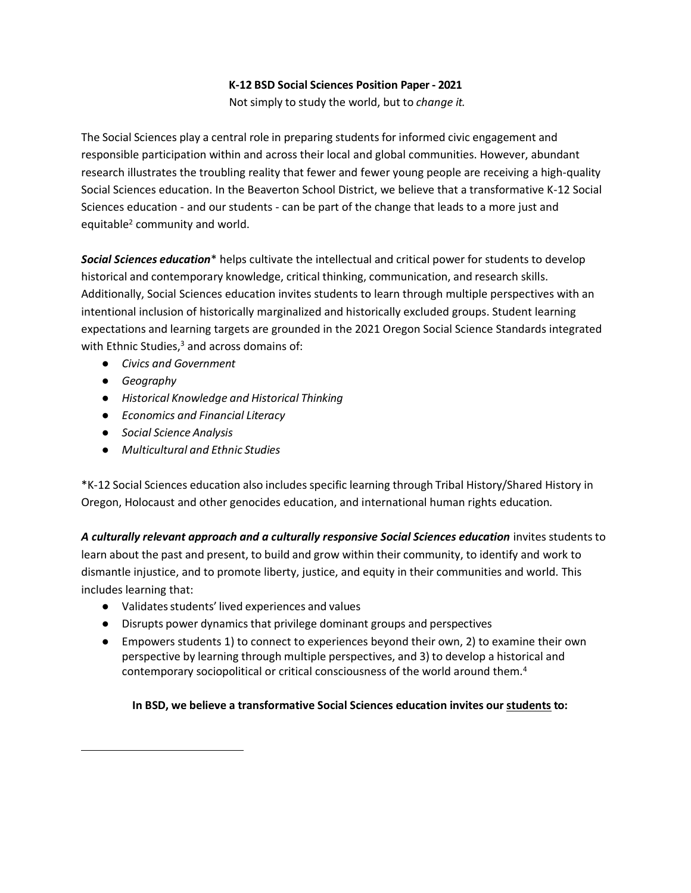**K-12 BSD Social Sciences Position Paper - 2021**

Not simply to study the world, but to *change it.*

The Social Sciences play a central role in preparing students for informed civic engagement and responsible participation within and across their local and global communities. However, abundant research illustrates the troubling reality that fewer and fewer young people are receiving a high-quality Social Sciences education. In the Beaverton School District, we believe that a transformative K-12 Social Sciences education - and our students - can be part of the change that leads to a more just and equitable[2] community and world.

***Social Sciences education**** helps cultivate the intellectual and critical power for students to develop historical and contemporary knowledge, critical thinking, communication, and research skills. Additionally, Social Sciences education invites students to learn through multiple perspectives with an intentional inclusion of historically marginalized and historically excluded groups. Student learning expectations and learning targets are grounded in the 2021 Oregon Social Science Standards integrated with Ethnic Studies,[3] and across domains of:

- *Civics and Government*
- *Geography*
- *Historical Knowledge and Historical Thinking*
- *Economics and Financial Literacy*
- *Social Science Analysis*
- *Multicultural and Ethnic Studies*

*K-12 Social Sciences education also includes specific learning through Tribal History/Shared History in Oregon, Holocaust and other genocides education, and international human rights education.

***A culturally relevant approach and a culturally responsive Social Sciences education*** invites students to learn about the past and present, to build and grow within their community, to identify and work to dismantle injustice, and to promote liberty, justice, and equity in their communities and world. This includes learning that:

- Validates students' lived experiences and values
- Disrupts power dynamics that privilege dominant groups and perspectives
- Empowers students 1) to connect to experiences beyond their own, 2) to examine their own perspective by learning through multiple perspectives, and 3) to develop a historical and contemporary sociopolitical or critical consciousness of the world around them.[4]

**In BSD, we believe a transformative Social Sciences education invites our <u>students</u> to:**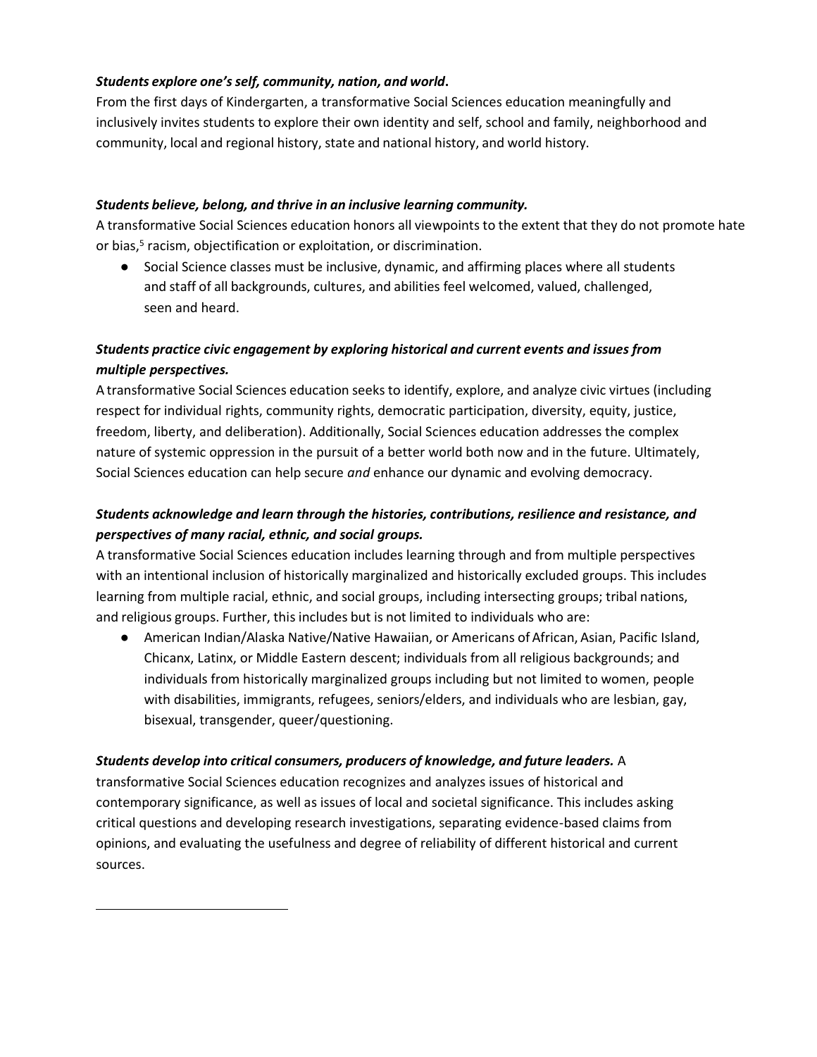***Students explore one's self, community, nation, and world*.**
From the first days of Kindergarten, a transformative Social Sciences education meaningfully and inclusively invites students to explore their own identity and self, school and family, neighborhood and community, local and regional history, state and national history, and world history.

***Students believe, belong, and thrive in an inclusive learning community.***
A transformative Social Sciences education honors all viewpoints to the extent that they do not promote hate or bias,[5] racism, objectification or exploitation, or discrimination.

- Social Science classes must be inclusive, dynamic, and affirming places where all students and staff of all backgrounds, cultures, and abilities feel welcomed, valued, challenged, seen and heard.

***Students practice civic engagement by exploring historical and current events and issues from multiple perspectives.***
A transformative Social Sciences education seeks to identify, explore, and analyze civic virtues (including respect for individual rights, community rights, democratic participation, diversity, equity, justice, freedom, liberty, and deliberation). Additionally, Social Sciences education addresses the complex nature of systemic oppression in the pursuit of a better world both now and in the future. Ultimately, Social Sciences education can help secure *and* enhance our dynamic and evolving democracy.

***Students acknowledge and learn through the histories, contributions, resilience and resistance, and perspectives of many racial, ethnic, and social groups.***
A transformative Social Sciences education includes learning through and from multiple perspectives with an intentional inclusion of historically marginalized and historically excluded groups. This includes learning from multiple racial, ethnic, and social groups, including intersecting groups; tribal nations, and religious groups. Further, this includes but is not limited to individuals who are:

- American Indian/Alaska Native/Native Hawaiian, or Americans of African, Asian, Pacific Island, Chicanx, Latinx, or Middle Eastern descent; individuals from all religious backgrounds; and individuals from historically marginalized groups including but not limited to women, people with disabilities, immigrants, refugees, seniors/elders, and individuals who are lesbian, gay, bisexual, transgender, queer/questioning.

***Students develop into critical consumers, producers of knowledge, and future leaders.*** A transformative Social Sciences education recognizes and analyzes issues of historical and contemporary significance, as well as issues of local and societal significance. This includes asking critical questions and developing research investigations, separating evidence-based claims from opinions, and evaluating the usefulness and degree of reliability of different historical and current sources.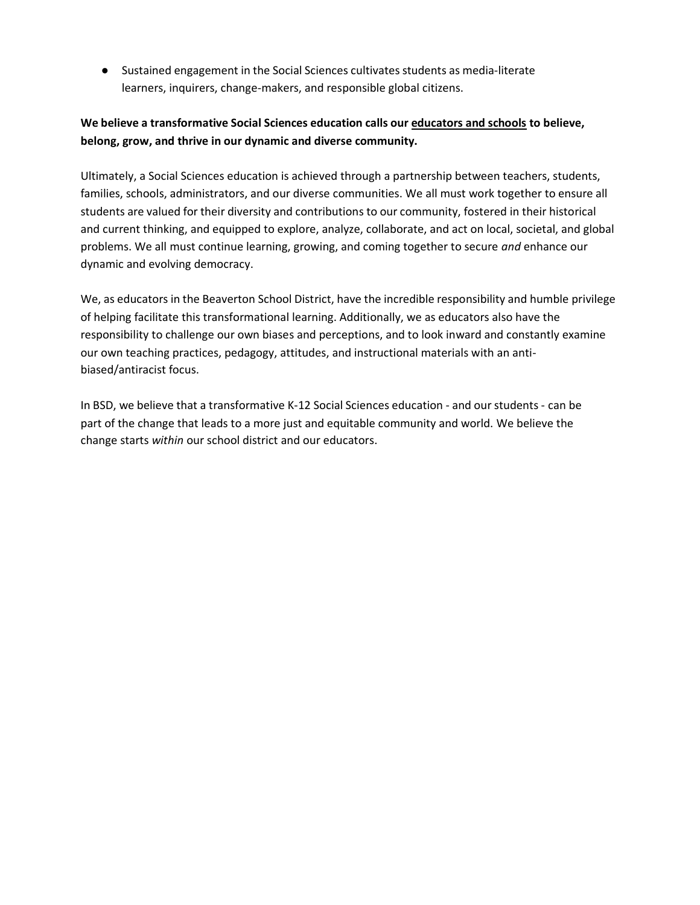- Sustained engagement in the Social Sciences cultivates students as media-literate learners, inquirers, change-makers, and responsible global citizens.

**We believe a transformative Social Sciences education calls our <u>educators and schools</u> to believe, belong, grow, and thrive in our dynamic and diverse community.**

Ultimately, a Social Sciences education is achieved through a partnership between teachers, students, families, schools, administrators, and our diverse communities. We all must work together to ensure all students are valued for their diversity and contributions to our community, fostered in their historical and current thinking, and equipped to explore, analyze, collaborate, and act on local, societal, and global problems. We all must continue learning, growing, and coming together to secure *and* enhance our dynamic and evolving democracy.

We, as educators in the Beaverton School District, have the incredible responsibility and humble privilege of helping facilitate this transformational learning. Additionally, we as educators also have the responsibility to challenge our own biases and perceptions, and to look inward and constantly examine our own teaching practices, pedagogy, attitudes, and instructional materials with an anti-biased/antiracist focus.

In BSD, we believe that a transformative K-12 Social Sciences education - and our students - can be part of the change that leads to a more just and equitable community and world. We believe the change starts *within* our school district and our educators.